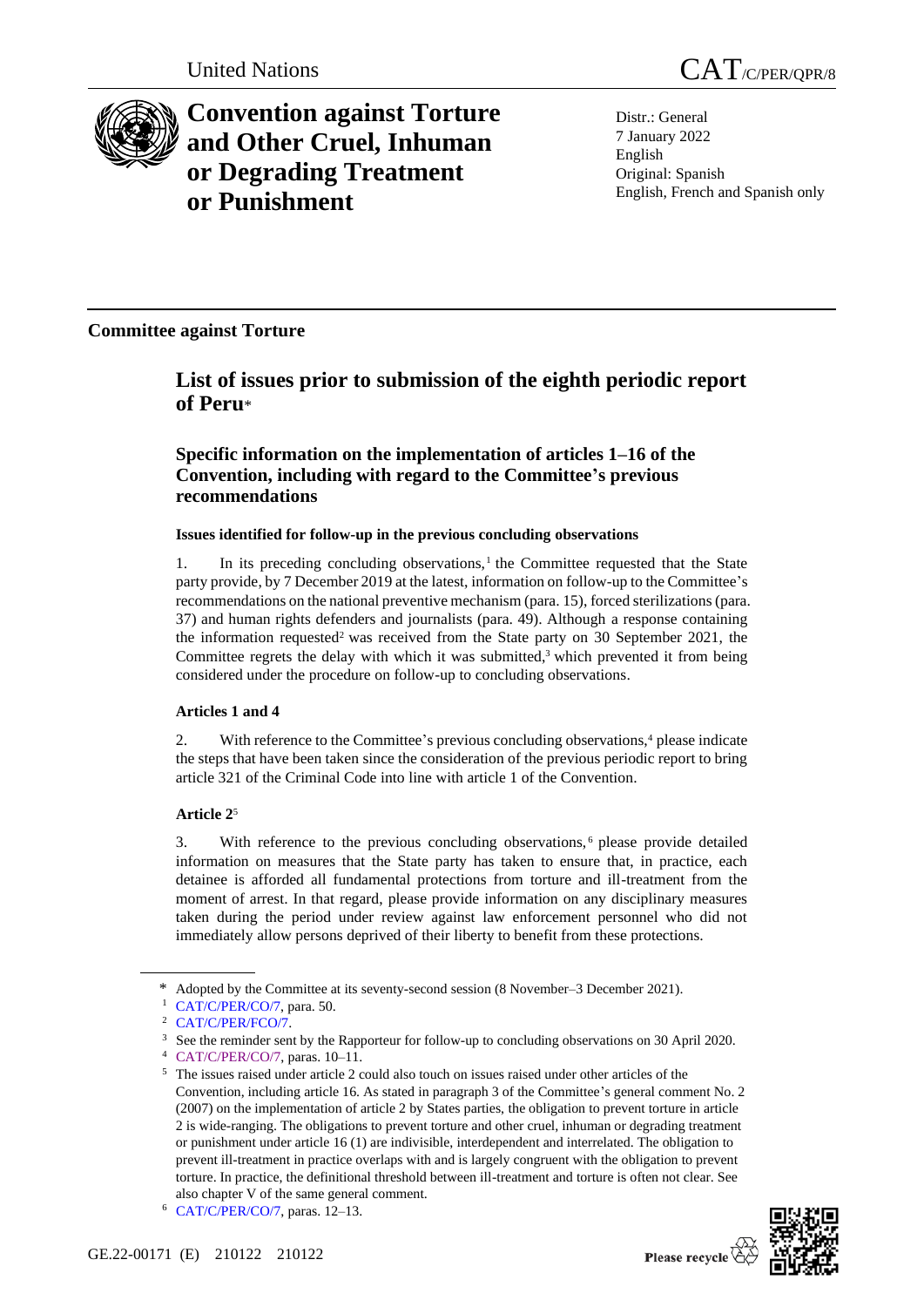United Nations

CAT/C/PER/QPR/8

# Convention against Torture and Other Cruel, Inhuman or Degrading Treatment or Punishment

Distr.: General
7 January 2022
English
Original: Spanish
English, French and Spanish only

## Committee against Torture

# List of issues prior to submission of the eighth periodic report of Peru*

## Specific information on the implementation of articles 1–16 of the Convention, including with regard to the Committee's previous recommendations

### Issues identified for follow-up in the previous concluding observations

1. In its preceding concluding observations,[1] the Committee requested that the State party provide, by 7 December 2019 at the latest, information on follow-up to the Committee's recommendations on the national preventive mechanism (para. 15), forced sterilizations (para. 37) and human rights defenders and journalists (para. 49). Although a response containing the information requested[2] was received from the State party on 30 September 2021, the Committee regrets the delay with which it was submitted,[3] which prevented it from being considered under the procedure on follow-up to concluding observations.

### Articles 1 and 4

2. With reference to the Committee's previous concluding observations,[4] please indicate the steps that have been taken since the consideration of the previous periodic report to bring article 321 of the Criminal Code into line with article 1 of the Convention.

### Article 2[5]

3. With reference to the previous concluding observations,[6] please provide detailed information on measures that the State party has taken to ensure that, in practice, each detainee is afforded all fundamental protections from torture and ill-treatment from the moment of arrest. In that regard, please provide information on any disciplinary measures taken during the period under review against law enforcement personnel who did not immediately allow persons deprived of their liberty to benefit from these protections.

---

\* Adopted by the Committee at its seventy-second session (8 November–3 December 2021).

[1] CAT/C/PER/CO/7, para. 50.

[2] CAT/C/PER/FCO/7.

[3] See the reminder sent by the Rapporteur for follow-up to concluding observations on 30 April 2020.

[4] CAT/C/PER/CO/7, paras. 10–11.

[5] The issues raised under article 2 could also touch on issues raised under other articles of the Convention, including article 16. As stated in paragraph 3 of the Committee's general comment No. 2 (2007) on the implementation of article 2 by States parties, the obligation to prevent torture in article 2 is wide-ranging. The obligations to prevent torture and other cruel, inhuman or degrading treatment or punishment under article 16 (1) are indivisible, interdependent and interrelated. The obligation to prevent ill-treatment in practice overlaps with and is largely congruent with the obligation to prevent torture. In practice, the definitional threshold between ill-treatment and torture is often not clear. See also chapter V of the same general comment.

[6] CAT/C/PER/CO/7, paras. 12–13.

GE.22-00171 (E) 210122 210122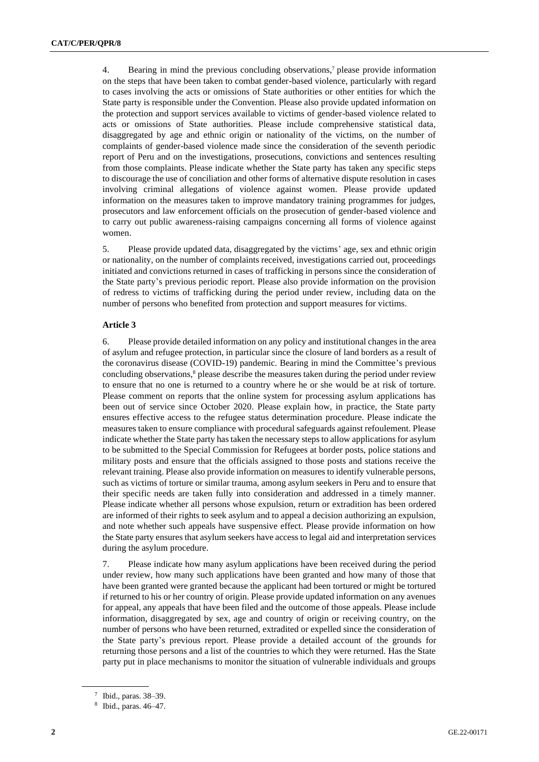4. Bearing in mind the previous concluding observations,[7] please provide information on the steps that have been taken to combat gender-based violence, particularly with regard to cases involving the acts or omissions of State authorities or other entities for which the State party is responsible under the Convention. Please also provide updated information on the protection and support services available to victims of gender-based violence related to acts or omissions of State authorities. Please include comprehensive statistical data, disaggregated by age and ethnic origin or nationality of the victims, on the number of complaints of gender-based violence made since the consideration of the seventh periodic report of Peru and on the investigations, prosecutions, convictions and sentences resulting from those complaints. Please indicate whether the State party has taken any specific steps to discourage the use of conciliation and other forms of alternative dispute resolution in cases involving criminal allegations of violence against women. Please provide updated information on the measures taken to improve mandatory training programmes for judges, prosecutors and law enforcement officials on the prosecution of gender-based violence and to carry out public awareness-raising campaigns concerning all forms of violence against women.

5. Please provide updated data, disaggregated by the victims' age, sex and ethnic origin or nationality, on the number of complaints received, investigations carried out, proceedings initiated and convictions returned in cases of trafficking in persons since the consideration of the State party's previous periodic report. Please also provide information on the provision of redress to victims of trafficking during the period under review, including data on the number of persons who benefited from protection and support measures for victims.

### Article 3

6. Please provide detailed information on any policy and institutional changes in the area of asylum and refugee protection, in particular since the closure of land borders as a result of the coronavirus disease (COVID-19) pandemic. Bearing in mind the Committee's previous concluding observations,[8] please describe the measures taken during the period under review to ensure that no one is returned to a country where he or she would be at risk of torture. Please comment on reports that the online system for processing asylum applications has been out of service since October 2020. Please explain how, in practice, the State party ensures effective access to the refugee status determination procedure. Please indicate the measures taken to ensure compliance with procedural safeguards against refoulement. Please indicate whether the State party has taken the necessary steps to allow applications for asylum to be submitted to the Special Commission for Refugees at border posts, police stations and military posts and ensure that the officials assigned to those posts and stations receive the relevant training. Please also provide information on measures to identify vulnerable persons, such as victims of torture or similar trauma, among asylum seekers in Peru and to ensure that their specific needs are taken fully into consideration and addressed in a timely manner. Please indicate whether all persons whose expulsion, return or extradition has been ordered are informed of their rights to seek asylum and to appeal a decision authorizing an expulsion, and note whether such appeals have suspensive effect. Please provide information on how the State party ensures that asylum seekers have access to legal aid and interpretation services during the asylum procedure.

7. Please indicate how many asylum applications have been received during the period under review, how many such applications have been granted and how many of those that have been granted were granted because the applicant had been tortured or might be tortured if returned to his or her country of origin. Please provide updated information on any avenues for appeal, any appeals that have been filed and the outcome of those appeals. Please include information, disaggregated by sex, age and country of origin or receiving country, on the number of persons who have been returned, extradited or expelled since the consideration of the State party's previous report. Please provide a detailed account of the grounds for returning those persons and a list of the countries to which they were returned. Has the State party put in place mechanisms to monitor the situation of vulnerable individuals and groups

[7] Ibid., paras. 38–39.

[8] Ibid., paras. 46–47.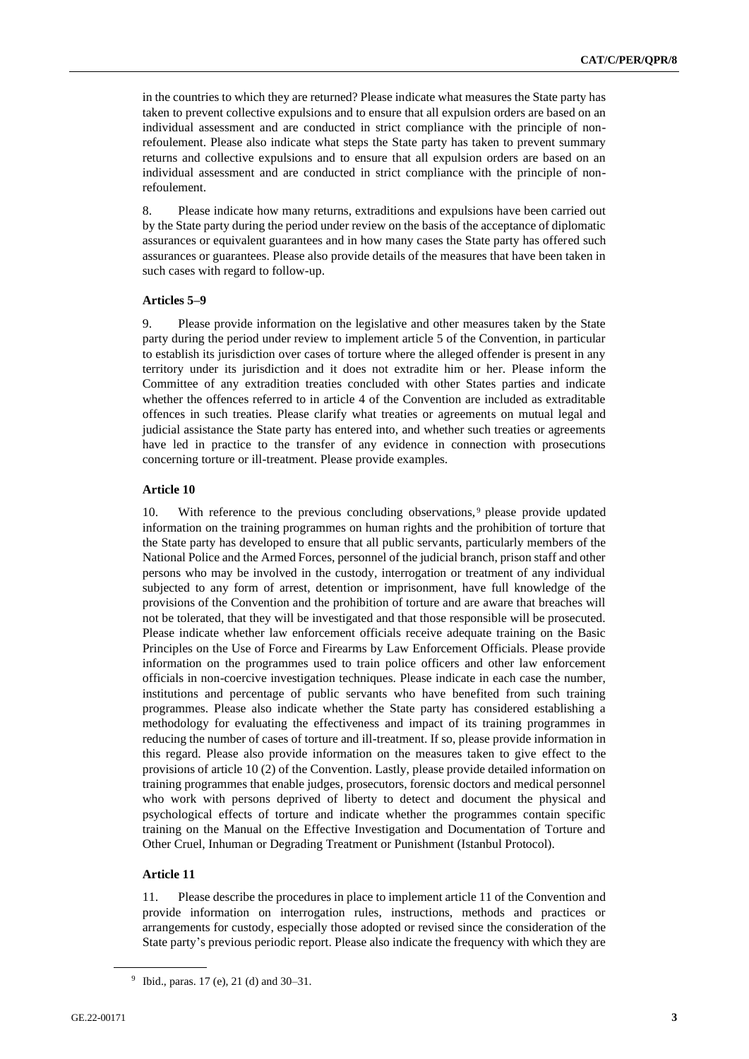in the countries to which they are returned? Please indicate what measures the State party has taken to prevent collective expulsions and to ensure that all expulsion orders are based on an individual assessment and are conducted in strict compliance with the principle of non-refoulement. Please also indicate what steps the State party has taken to prevent summary returns and collective expulsions and to ensure that all expulsion orders are based on an individual assessment and are conducted in strict compliance with the principle of non-refoulement.

8. Please indicate how many returns, extraditions and expulsions have been carried out by the State party during the period under review on the basis of the acceptance of diplomatic assurances or equivalent guarantees and in how many cases the State party has offered such assurances or guarantees. Please also provide details of the measures that have been taken in such cases with regard to follow-up.

**Articles 5–9**

9. Please provide information on the legislative and other measures taken by the State party during the period under review to implement article 5 of the Convention, in particular to establish its jurisdiction over cases of torture where the alleged offender is present in any territory under its jurisdiction and it does not extradite him or her. Please inform the Committee of any extradition treaties concluded with other States parties and indicate whether the offences referred to in article 4 of the Convention are included as extraditable offences in such treaties. Please clarify what treaties or agreements on mutual legal and judicial assistance the State party has entered into, and whether such treaties or agreements have led in practice to the transfer of any evidence in connection with prosecutions concerning torture or ill-treatment. Please provide examples.

**Article 10**

10. With reference to the previous concluding observations,[9] please provide updated information on the training programmes on human rights and the prohibition of torture that the State party has developed to ensure that all public servants, particularly members of the National Police and the Armed Forces, personnel of the judicial branch, prison staff and other persons who may be involved in the custody, interrogation or treatment of any individual subjected to any form of arrest, detention or imprisonment, have full knowledge of the provisions of the Convention and the prohibition of torture and are aware that breaches will not be tolerated, that they will be investigated and that those responsible will be prosecuted. Please indicate whether law enforcement officials receive adequate training on the Basic Principles on the Use of Force and Firearms by Law Enforcement Officials. Please provide information on the programmes used to train police officers and other law enforcement officials in non-coercive investigation techniques. Please indicate in each case the number, institutions and percentage of public servants who have benefited from such training programmes. Please also indicate whether the State party has considered establishing a methodology for evaluating the effectiveness and impact of its training programmes in reducing the number of cases of torture and ill-treatment. If so, please provide information in this regard. Please also provide information on the measures taken to give effect to the provisions of article 10 (2) of the Convention. Lastly, please provide detailed information on training programmes that enable judges, prosecutors, forensic doctors and medical personnel who work with persons deprived of liberty to detect and document the physical and psychological effects of torture and indicate whether the programmes contain specific training on the Manual on the Effective Investigation and Documentation of Torture and Other Cruel, Inhuman or Degrading Treatment or Punishment (Istanbul Protocol).

**Article 11**

11. Please describe the procedures in place to implement article 11 of the Convention and provide information on interrogation rules, instructions, methods and practices or arrangements for custody, especially those adopted or revised since the consideration of the State party's previous periodic report. Please also indicate the frequency with which they are

[9] Ibid., paras. 17 (e), 21 (d) and 30–31.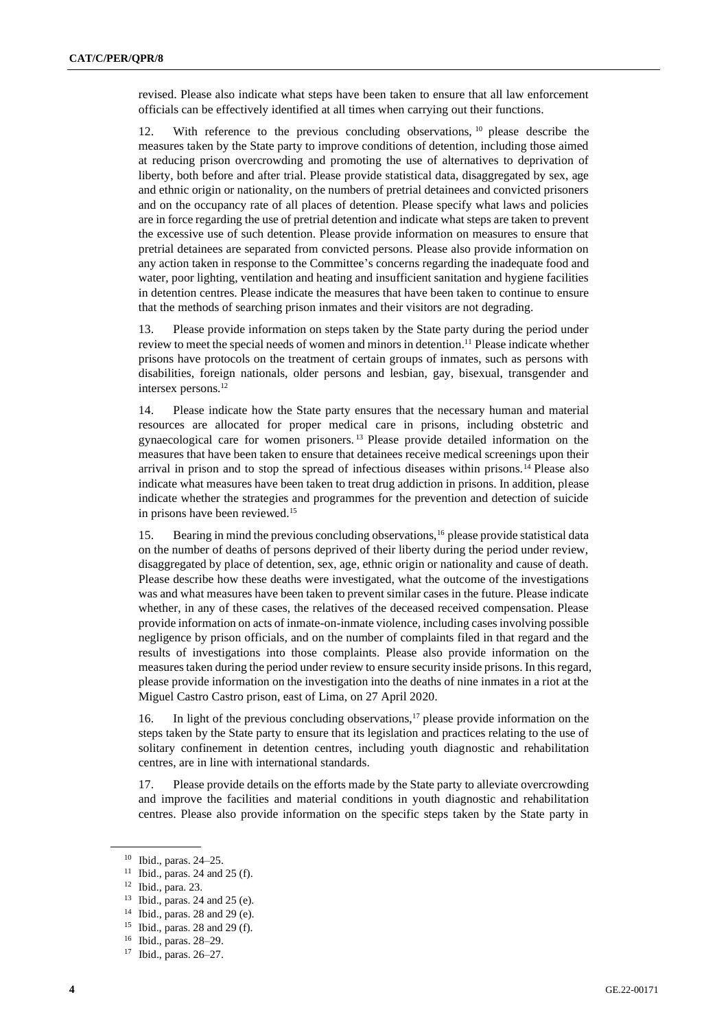revised. Please also indicate what steps have been taken to ensure that all law enforcement officials can be effectively identified at all times when carrying out their functions.

12. With reference to the previous concluding observations,[10] please describe the measures taken by the State party to improve conditions of detention, including those aimed at reducing prison overcrowding and promoting the use of alternatives to deprivation of liberty, both before and after trial. Please provide statistical data, disaggregated by sex, age and ethnic origin or nationality, on the numbers of pretrial detainees and convicted prisoners and on the occupancy rate of all places of detention. Please specify what laws and policies are in force regarding the use of pretrial detention and indicate what steps are taken to prevent the excessive use of such detention. Please provide information on measures to ensure that pretrial detainees are separated from convicted persons. Please also provide information on any action taken in response to the Committee's concerns regarding the inadequate food and water, poor lighting, ventilation and heating and insufficient sanitation and hygiene facilities in detention centres. Please indicate the measures that have been taken to continue to ensure that the methods of searching prison inmates and their visitors are not degrading.

13. Please provide information on steps taken by the State party during the period under review to meet the special needs of women and minors in detention.[11] Please indicate whether prisons have protocols on the treatment of certain groups of inmates, such as persons with disabilities, foreign nationals, older persons and lesbian, gay, bisexual, transgender and intersex persons.[12]

14. Please indicate how the State party ensures that the necessary human and material resources are allocated for proper medical care in prisons, including obstetric and gynaecological care for women prisoners.[13] Please provide detailed information on the measures that have been taken to ensure that detainees receive medical screenings upon their arrival in prison and to stop the spread of infectious diseases within prisons.[14] Please also indicate what measures have been taken to treat drug addiction in prisons. In addition, please indicate whether the strategies and programmes for the prevention and detection of suicide in prisons have been reviewed.[15]

15. Bearing in mind the previous concluding observations,[16] please provide statistical data on the number of deaths of persons deprived of their liberty during the period under review, disaggregated by place of detention, sex, age, ethnic origin or nationality and cause of death. Please describe how these deaths were investigated, what the outcome of the investigations was and what measures have been taken to prevent similar cases in the future. Please indicate whether, in any of these cases, the relatives of the deceased received compensation. Please provide information on acts of inmate-on-inmate violence, including cases involving possible negligence by prison officials, and on the number of complaints filed in that regard and the results of investigations into those complaints. Please also provide information on the measures taken during the period under review to ensure security inside prisons. In this regard, please provide information on the investigation into the deaths of nine inmates in a riot at the Miguel Castro Castro prison, east of Lima, on 27 April 2020.

16. In light of the previous concluding observations,[17] please provide information on the steps taken by the State party to ensure that its legislation and practices relating to the use of solitary confinement in detention centres, including youth diagnostic and rehabilitation centres, are in line with international standards.

17. Please provide details on the efforts made by the State party to alleviate overcrowding and improve the facilities and material conditions in youth diagnostic and rehabilitation centres. Please also provide information on the specific steps taken by the State party in

---

[10] Ibid., paras. 24–25.

[11] Ibid., paras. 24 and 25 (f).

[12] Ibid., para. 23.

[13] Ibid., paras. 24 and 25 (e).

[14] Ibid., paras. 28 and 29 (e).

[15] Ibid., paras. 28 and 29 (f).

[16] Ibid., paras. 28–29.

[17] Ibid., paras. 26–27.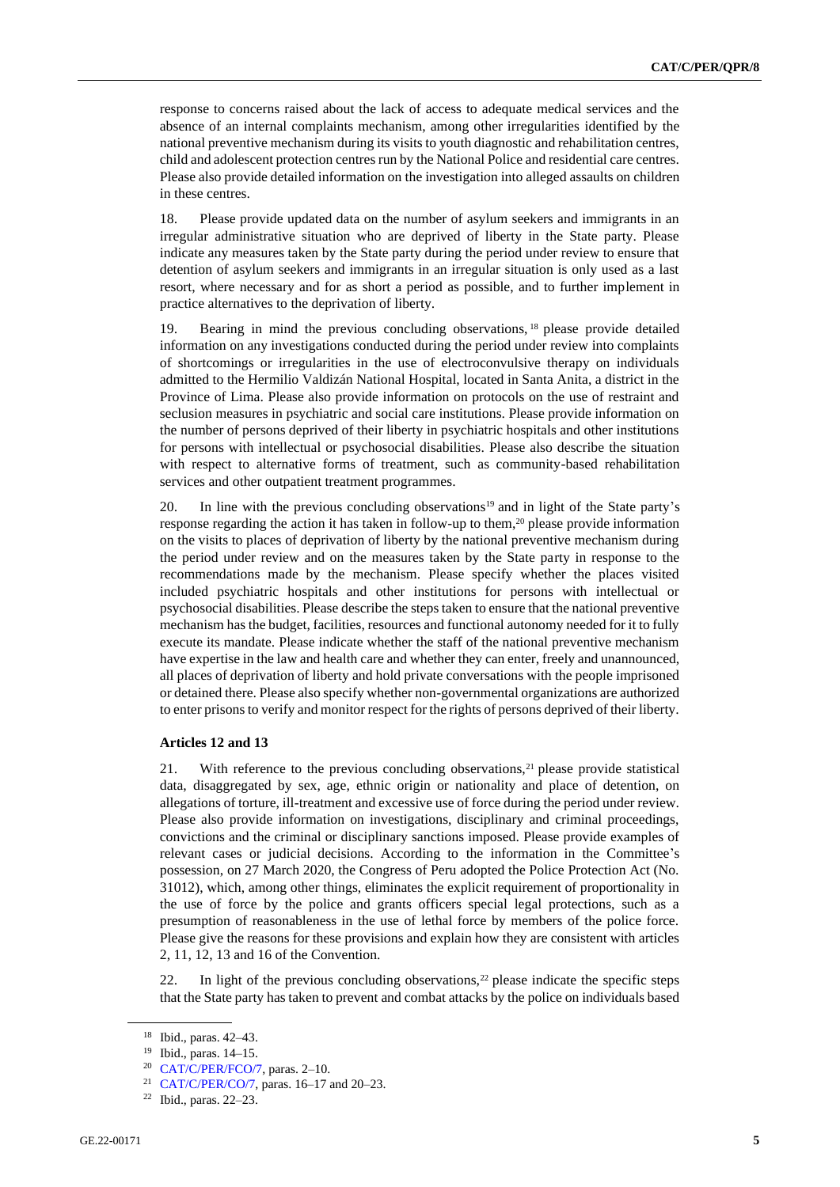response to concerns raised about the lack of access to adequate medical services and the absence of an internal complaints mechanism, among other irregularities identified by the national preventive mechanism during its visits to youth diagnostic and rehabilitation centres, child and adolescent protection centres run by the National Police and residential care centres. Please also provide detailed information on the investigation into alleged assaults on children in these centres.

18. Please provide updated data on the number of asylum seekers and immigrants in an irregular administrative situation who are deprived of liberty in the State party. Please indicate any measures taken by the State party during the period under review to ensure that detention of asylum seekers and immigrants in an irregular situation is only used as a last resort, where necessary and for as short a period as possible, and to further implement in practice alternatives to the deprivation of liberty.

19. Bearing in mind the previous concluding observations,[18] please provide detailed information on any investigations conducted during the period under review into complaints of shortcomings or irregularities in the use of electroconvulsive therapy on individuals admitted to the Hermilio Valdizán National Hospital, located in Santa Anita, a district in the Province of Lima. Please also provide information on protocols on the use of restraint and seclusion measures in psychiatric and social care institutions. Please provide information on the number of persons deprived of their liberty in psychiatric hospitals and other institutions for persons with intellectual or psychosocial disabilities. Please also describe the situation with respect to alternative forms of treatment, such as community-based rehabilitation services and other outpatient treatment programmes.

20. In line with the previous concluding observations[19] and in light of the State party's response regarding the action it has taken in follow-up to them,[20] please provide information on the visits to places of deprivation of liberty by the national preventive mechanism during the period under review and on the measures taken by the State party in response to the recommendations made by the mechanism. Please specify whether the places visited included psychiatric hospitals and other institutions for persons with intellectual or psychosocial disabilities. Please describe the steps taken to ensure that the national preventive mechanism has the budget, facilities, resources and functional autonomy needed for it to fully execute its mandate. Please indicate whether the staff of the national preventive mechanism have expertise in the law and health care and whether they can enter, freely and unannounced, all places of deprivation of liberty and hold private conversations with the people imprisoned or detained there. Please also specify whether non-governmental organizations are authorized to enter prisons to verify and monitor respect for the rights of persons deprived of their liberty.

**Articles 12 and 13**

21. With reference to the previous concluding observations,[21] please provide statistical data, disaggregated by sex, age, ethnic origin or nationality and place of detention, on allegations of torture, ill-treatment and excessive use of force during the period under review. Please also provide information on investigations, disciplinary and criminal proceedings, convictions and the criminal or disciplinary sanctions imposed. Please provide examples of relevant cases or judicial decisions. According to the information in the Committee's possession, on 27 March 2020, the Congress of Peru adopted the Police Protection Act (No. 31012), which, among other things, eliminates the explicit requirement of proportionality in the use of force by the police and grants officers special legal protections, such as a presumption of reasonableness in the use of lethal force by members of the police force. Please give the reasons for these provisions and explain how they are consistent with articles 2, 11, 12, 13 and 16 of the Convention.

22. In light of the previous concluding observations,[22] please indicate the specific steps that the State party has taken to prevent and combat attacks by the police on individuals based

---

[18] Ibid., paras. 42–43.

[19] Ibid., paras. 14–15.

[20] CAT/C/PER/FCO/7, paras. 2–10.

[21] CAT/C/PER/CO/7, paras. 16–17 and 20–23.

[22] Ibid., paras. 22–23.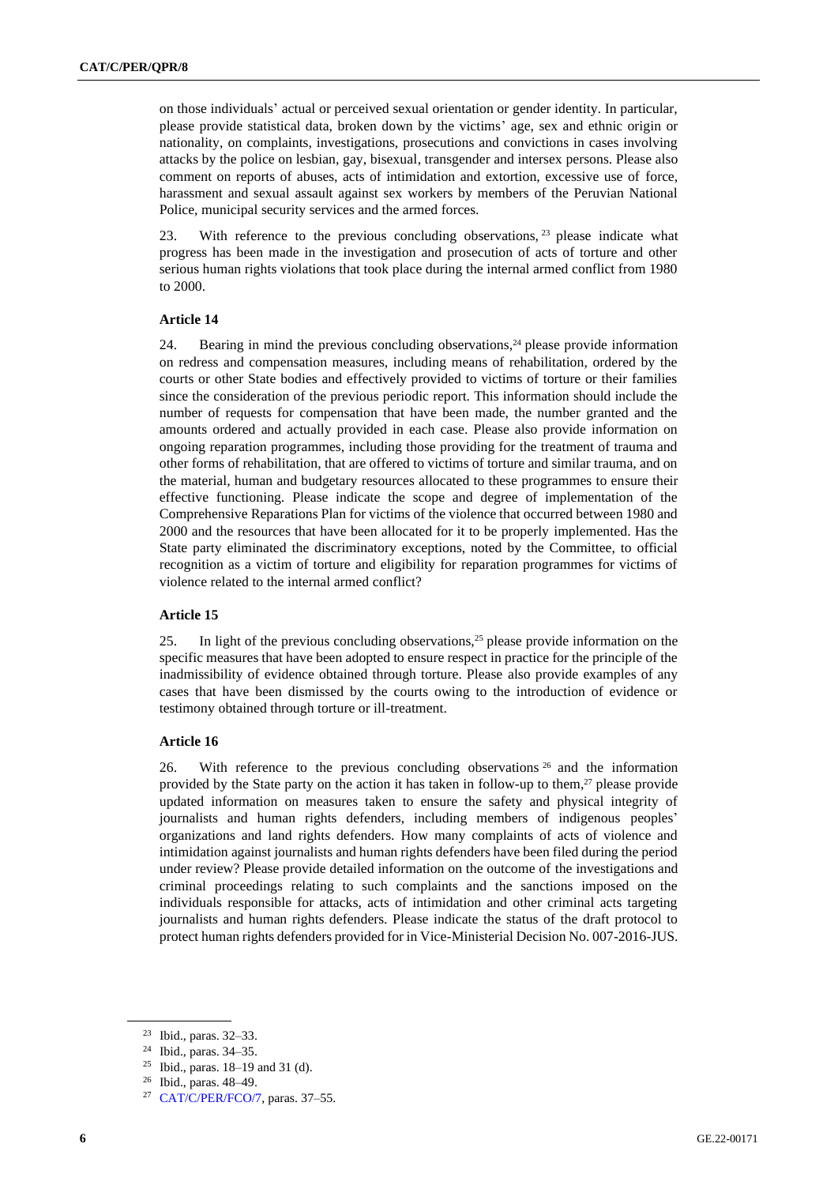on those individuals' actual or perceived sexual orientation or gender identity. In particular, please provide statistical data, broken down by the victims' age, sex and ethnic origin or nationality, on complaints, investigations, prosecutions and convictions in cases involving attacks by the police on lesbian, gay, bisexual, transgender and intersex persons. Please also comment on reports of abuses, acts of intimidation and extortion, excessive use of force, harassment and sexual assault against sex workers by members of the Peruvian National Police, municipal security services and the armed forces.

23. With reference to the previous concluding observations,[23] please indicate what progress has been made in the investigation and prosecution of acts of torture and other serious human rights violations that took place during the internal armed conflict from 1980 to 2000.

### Article 14

24. Bearing in mind the previous concluding observations,[24] please provide information on redress and compensation measures, including means of rehabilitation, ordered by the courts or other State bodies and effectively provided to victims of torture or their families since the consideration of the previous periodic report. This information should include the number of requests for compensation that have been made, the number granted and the amounts ordered and actually provided in each case. Please also provide information on ongoing reparation programmes, including those providing for the treatment of trauma and other forms of rehabilitation, that are offered to victims of torture and similar trauma, and on the material, human and budgetary resources allocated to these programmes to ensure their effective functioning. Please indicate the scope and degree of implementation of the Comprehensive Reparations Plan for victims of the violence that occurred between 1980 and 2000 and the resources that have been allocated for it to be properly implemented. Has the State party eliminated the discriminatory exceptions, noted by the Committee, to official recognition as a victim of torture and eligibility for reparation programmes for victims of violence related to the internal armed conflict?

### Article 15

25. In light of the previous concluding observations,[25] please provide information on the specific measures that have been adopted to ensure respect in practice for the principle of the inadmissibility of evidence obtained through torture. Please also provide examples of any cases that have been dismissed by the courts owing to the introduction of evidence or testimony obtained through torture or ill-treatment.

### Article 16

26. With reference to the previous concluding observations[26] and the information provided by the State party on the action it has taken in follow-up to them,[27] please provide updated information on measures taken to ensure the safety and physical integrity of journalists and human rights defenders, including members of indigenous peoples' organizations and land rights defenders. How many complaints of acts of violence and intimidation against journalists and human rights defenders have been filed during the period under review? Please provide detailed information on the outcome of the investigations and criminal proceedings relating to such complaints and the sanctions imposed on the individuals responsible for attacks, acts of intimidation and other criminal acts targeting journalists and human rights defenders. Please indicate the status of the draft protocol to protect human rights defenders provided for in Vice-Ministerial Decision No. 007-2016-JUS.

---

[23] Ibid., paras. 32–33.

[24] Ibid., paras. 34–35.

[25] Ibid., paras. 18–19 and 31 (d).

[26] Ibid., paras. 48–49.

[27] CAT/C/PER/FCO/7, paras. 37–55.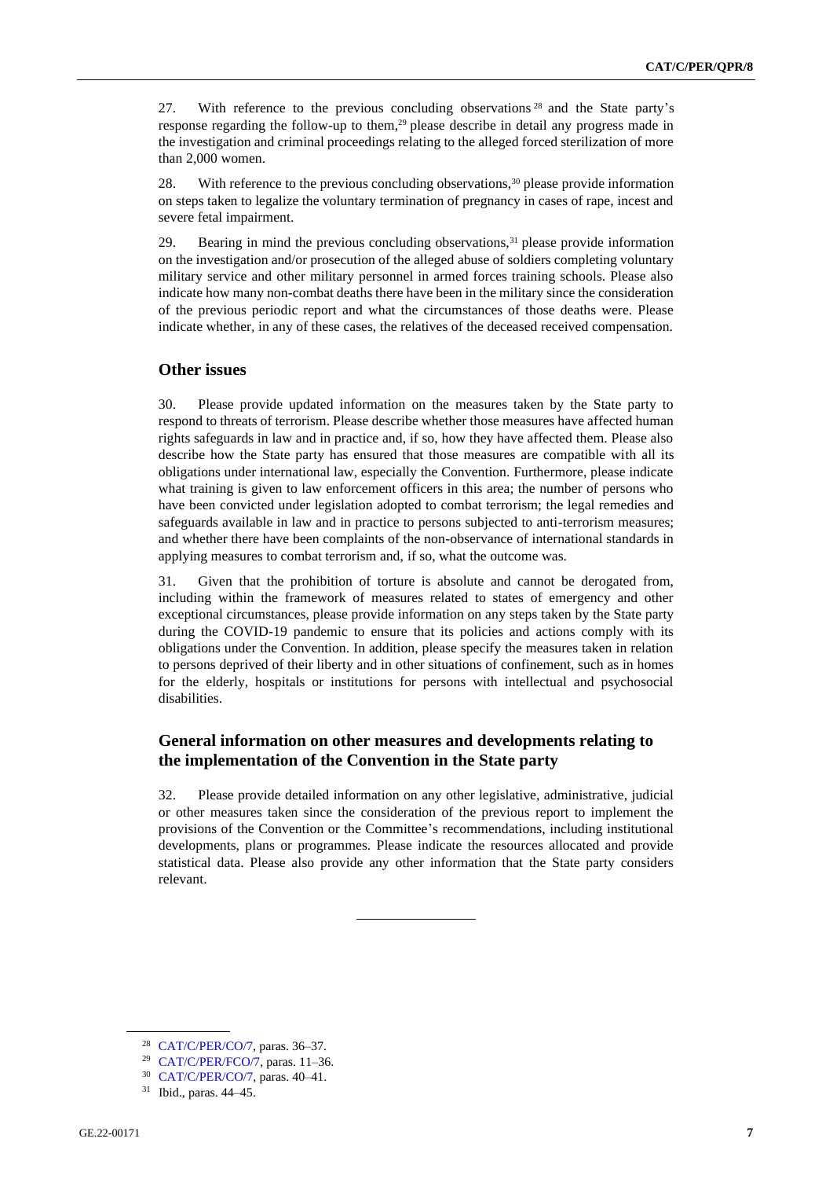27. With reference to the previous concluding observations[28] and the State party's response regarding the follow-up to them,[29] please describe in detail any progress made in the investigation and criminal proceedings relating to the alleged forced sterilization of more than 2,000 women.

28. With reference to the previous concluding observations,[30] please provide information on steps taken to legalize the voluntary termination of pregnancy in cases of rape, incest and severe fetal impairment.

29. Bearing in mind the previous concluding observations,[31] please provide information on the investigation and/or prosecution of the alleged abuse of soldiers completing voluntary military service and other military personnel in armed forces training schools. Please also indicate how many non-combat deaths there have been in the military since the consideration of the previous periodic report and what the circumstances of those deaths were. Please indicate whether, in any of these cases, the relatives of the deceased received compensation.

### Other issues

30. Please provide updated information on the measures taken by the State party to respond to threats of terrorism. Please describe whether those measures have affected human rights safeguards in law and in practice and, if so, how they have affected them. Please also describe how the State party has ensured that those measures are compatible with all its obligations under international law, especially the Convention. Furthermore, please indicate what training is given to law enforcement officers in this area; the number of persons who have been convicted under legislation adopted to combat terrorism; the legal remedies and safeguards available in law and in practice to persons subjected to anti-terrorism measures; and whether there have been complaints of the non-observance of international standards in applying measures to combat terrorism and, if so, what the outcome was.

31. Given that the prohibition of torture is absolute and cannot be derogated from, including within the framework of measures related to states of emergency and other exceptional circumstances, please provide information on any steps taken by the State party during the COVID-19 pandemic to ensure that its policies and actions comply with its obligations under the Convention. In addition, please specify the measures taken in relation to persons deprived of their liberty and in other situations of confinement, such as in homes for the elderly, hospitals or institutions for persons with intellectual and psychosocial disabilities.

## General information on other measures and developments relating to the implementation of the Convention in the State party

32. Please provide detailed information on any other legislative, administrative, judicial or other measures taken since the consideration of the previous report to implement the provisions of the Convention or the Committee's recommendations, including institutional developments, plans or programmes. Please indicate the resources allocated and provide statistical data. Please also provide any other information that the State party considers relevant.

---

[28] CAT/C/PER/CO/7, paras. 36–37.

[29] CAT/C/PER/FCO/7, paras. 11–36.

[30] CAT/C/PER/CO/7, paras. 40–41.

[31] Ibid., paras. 44–45.